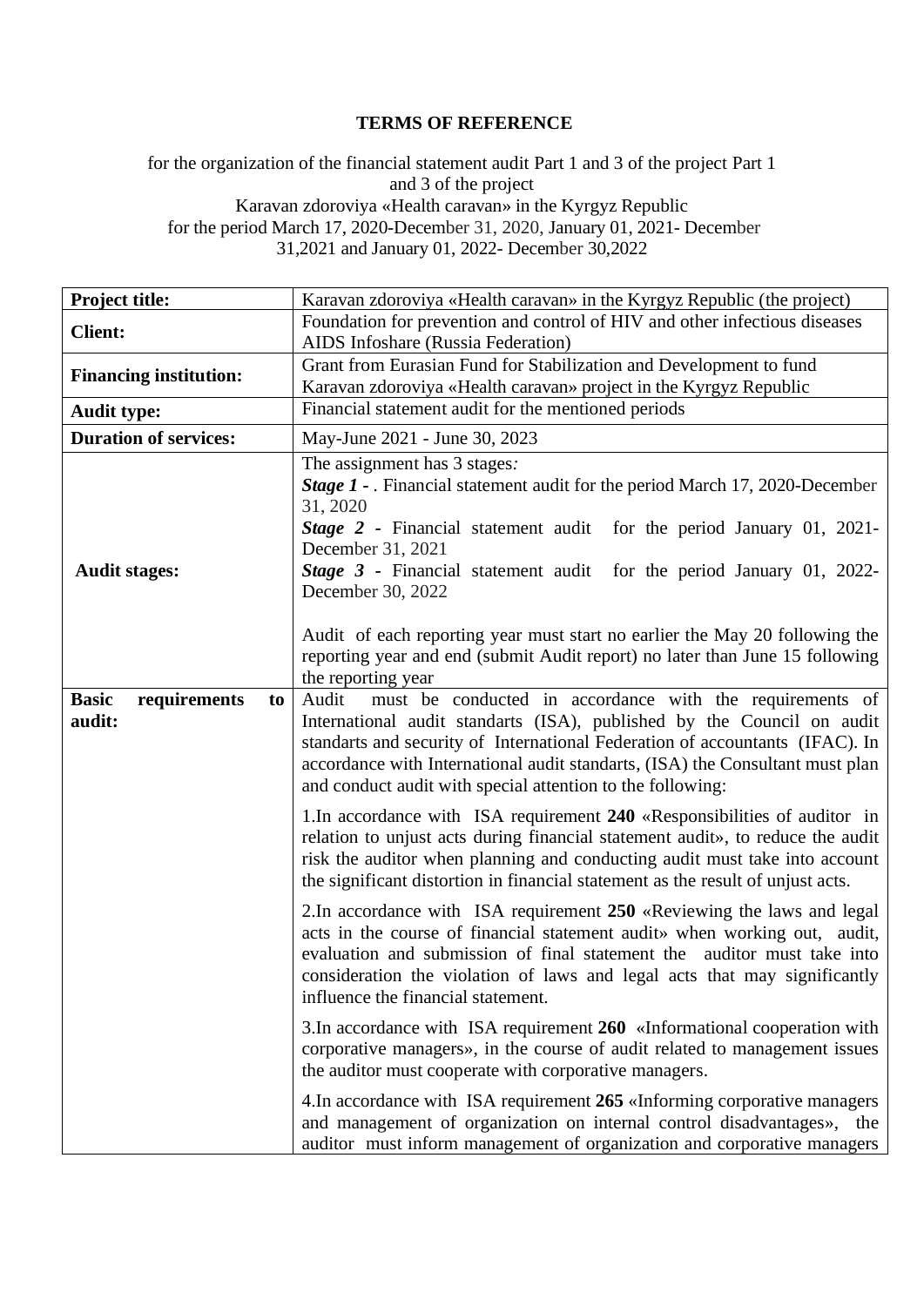# TERMS OF REFERENCE

for the organization of the financial statement audit Part 1 and 3 of the project Part 1 and 3 of the project
Karavan zdoroviya «Health caravan» in the Kyrgyz Republic
for the period March 17, 2020-December 31, 2020, January 01, 2021- December 31,2021 and January 01, 2022- December 30,2022

| | |
|---|---|
| **Project title:** | Karavan zdoroviya «Health caravan» in the Kyrgyz Republic (the project) |
| **Client:** | Foundation for prevention and control of HIV and other infectious diseases AIDS Infoshare (Russia Federation) |
| **Financing institution:** | Grant from Eurasian Fund for Stabilization and Development to fund Karavan zdoroviya «Health caravan» project in the Kyrgyz Republic |
| **Audit type:** | Financial statement audit for the mentioned periods |
| **Duration of services:** | May-June 2021 - June 30, 2023 |
| **Audit stages:** | The assignment has 3 stages*:*<br>***Stage 1*** *-* . Financial statement audit for the period March 17, 2020-December 31, 2020<br>***Stage 2*** *-* Financial statement audit for the period January 01, 2021-December 31, 2021<br>***Stage 3*** *-* Financial statement audit for the period January 01, 2022-December 30, 2022<br><br>Audit of each reporting year must start no earlier the May 20 following the reporting year and end (submit Audit report) no later than June 15 following the reporting year |
| **Basic requirements to audit:** | Audit must be conducted in accordance with the requirements of International audit standarts (ISA), published by the Council on audit standarts and security of International Federation of accountants (IFAC). In accordance with International audit standarts, (ISA) the Consultant must plan and conduct audit with special attention to the following:<br><br>1.In accordance with ISA requirement **240** «Responsibilities of auditor in relation to unjust acts during financial statement audit», to reduce the audit risk the auditor when planning and conducting audit must take into account the significant distortion in financial statement as the result of unjust acts.<br><br>2.In accordance with ISA requirement **250** «Reviewing the laws and legal acts in the course of financial statement audit» when working out, audit, evaluation and submission of final statement the auditor must take into consideration the violation of laws and legal acts that may significantly influence the financial statement.<br><br>3.In accordance with ISA requirement **260** «Informational cooperation with corporative managers», in the course of audit related to management issues the auditor must cooperate with corporative managers.<br><br>4.In accordance with ISA requirement **265** «Informing corporative managers and management of organization on internal control disadvantages», the auditor must inform management of organization and corporative managers |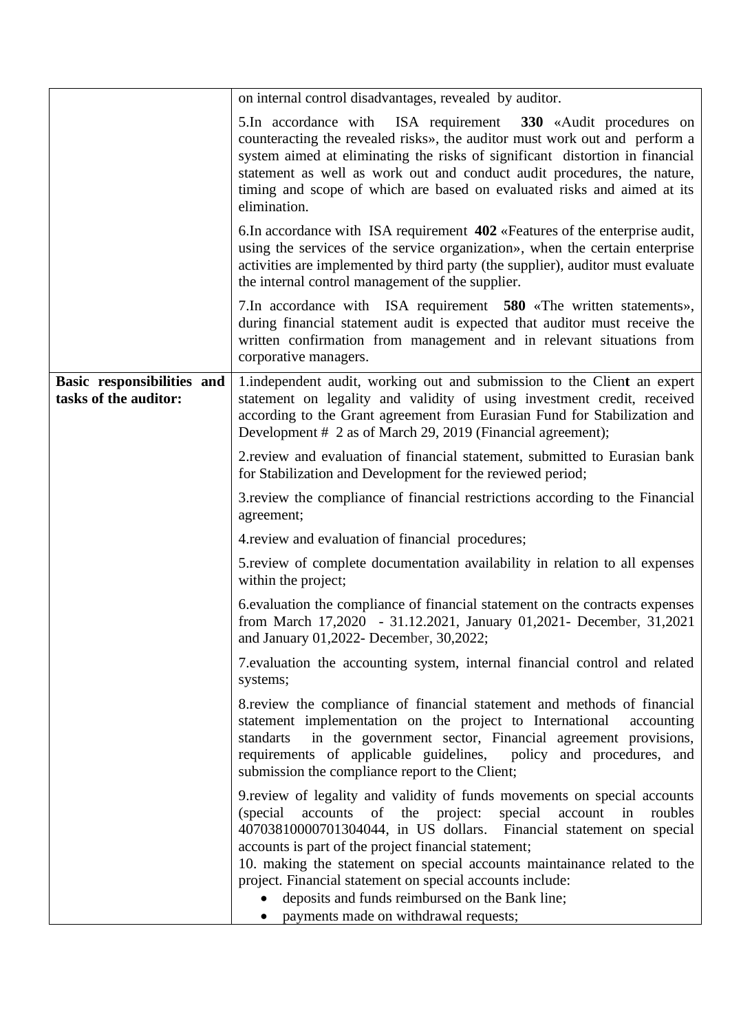| | |
|---|---|
| | on internal control disadvantages, revealed by auditor.<br><br>5.In accordance with ISA requirement **330** «Audit procedures on counteracting the revealed risks», the auditor must work out and perform a system aimed at eliminating the risks of significant distortion in financial statement as well as work out and conduct audit procedures, the nature, timing and scope of which are based on evaluated risks and aimed at its elimination.<br><br>6.In accordance with ISA requirement **402** «Features of the enterprise audit, using the services of the service organization», when the certain enterprise activities are implemented by third party (the supplier), auditor must evaluate the internal control management of the supplier.<br><br>7.In accordance with ISA requirement **580** «The written statements», during financial statement audit is expected that auditor must receive the written confirmation from management and in relevant situations from corporative managers. |
| **Basic responsibilities and tasks of the auditor:** | 1.independent audit, working out and submission to the Client an expert statement on legality and validity of using investment credit, received according to the Grant agreement from Eurasian Fund for Stabilization and Development # 2 as of March 29, 2019 (Financial agreement);<br><br>2.review and evaluation of financial statement, submitted to Eurasian bank for Stabilization and Development for the reviewed period;<br><br>3.review the compliance of financial restrictions according to the Financial agreement;<br><br>4.review and evaluation of financial procedures;<br><br>5.review of complete documentation availability in relation to all expenses within the project;<br><br>6.evaluation the compliance of financial statement on the contracts expenses from March 17,2020 - 31.12.2021, January 01,2021- December, 31,2021 and January 01,2022- December, 30,2022;<br><br>7.evaluation the accounting system, internal financial control and related systems;<br><br>8.review the compliance of financial statement and methods of financial statement implementation on the project to International accounting standards in the government sector, Financial agreement provisions, requirements of applicable guidelines, policy and procedures, and submission the compliance report to the Client;<br><br>9.review of legality and validity of funds movements on special accounts (special accounts of the project: special account in roubles 40703810000701304044, in US dollars. Financial statement on special accounts is part of the project financial statement;<br>10. making the statement on special accounts maintainance related to the project. Financial statement on special accounts include:<br>• deposits and funds reimbursed on the Bank line;<br>• payments made on withdrawal requests; |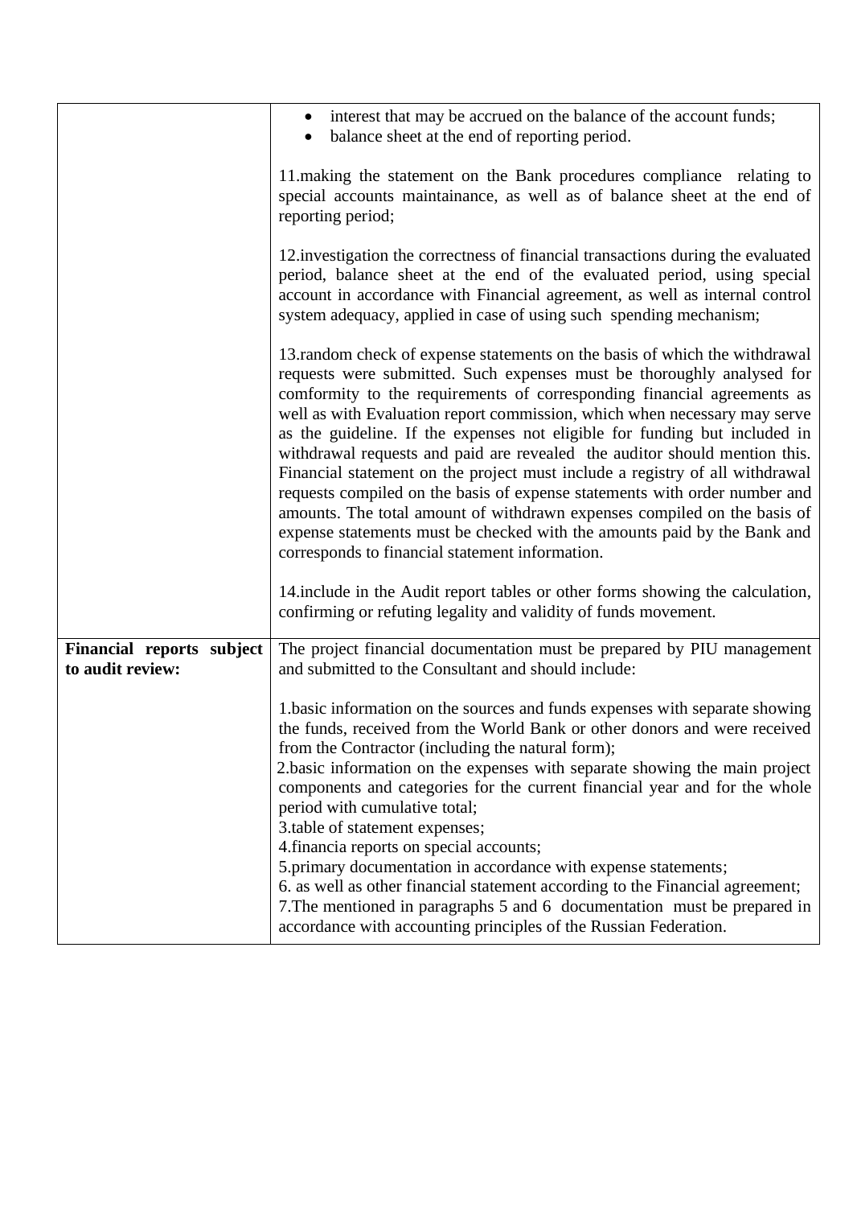| | |
|---|---|
| | • interest that may be accrued on the balance of the account funds;<br>• balance sheet at the end of reporting period.<br><br>11.making the statement on the Bank procedures compliance relating to special accounts maintainance, as well as of balance sheet at the end of reporting period;<br><br>12.investigation the correctness of financial transactions during the evaluated period, balance sheet at the end of the evaluated period, using special account in accordance with Financial agreement, as well as internal control system adequacy, applied in case of using such spending mechanism;<br><br>13.random check of expense statements on the basis of which the withdrawal requests were submitted. Such expenses must be thoroughly analysed for comformity to the requirements of corresponding financial agreements as well as with Evaluation report commission, which when necessary may serve as the guideline. If the expenses not eligible for funding but included in withdrawal requests and paid are revealed the auditor should mention this. Financial statement on the project must include a registry of all withdrawal requests compiled on the basis of expense statements with order number and amounts. The total amount of withdrawn expenses compiled on the basis of expense statements must be checked with the amounts paid by the Bank and corresponds to financial statement information.<br><br>14.include in the Audit report tables or other forms showing the calculation, confirming or refuting legality and validity of funds movement. |
| **Financial reports subject to audit review:** | The project financial documentation must be prepared by PIU management and submitted to the Consultant and should include:<br><br>1.basic information on the sources and funds expenses with separate showing the funds, received from the World Bank or other donors and were received from the Contractor (including the natural form);<br>2.basic information on the expenses with separate showing the main project components and categories for the current financial year and for the whole period with cumulative total;<br>3.table of statement expenses;<br>4.financia reports on special accounts;<br>5.primary documentation in accordance with expense statements;<br>6. as well as other financial statement according to the Financial agreement;<br>7.The mentioned in paragraphs 5 and 6 documentation must be prepared in accordance with accounting principles of the Russian Federation. |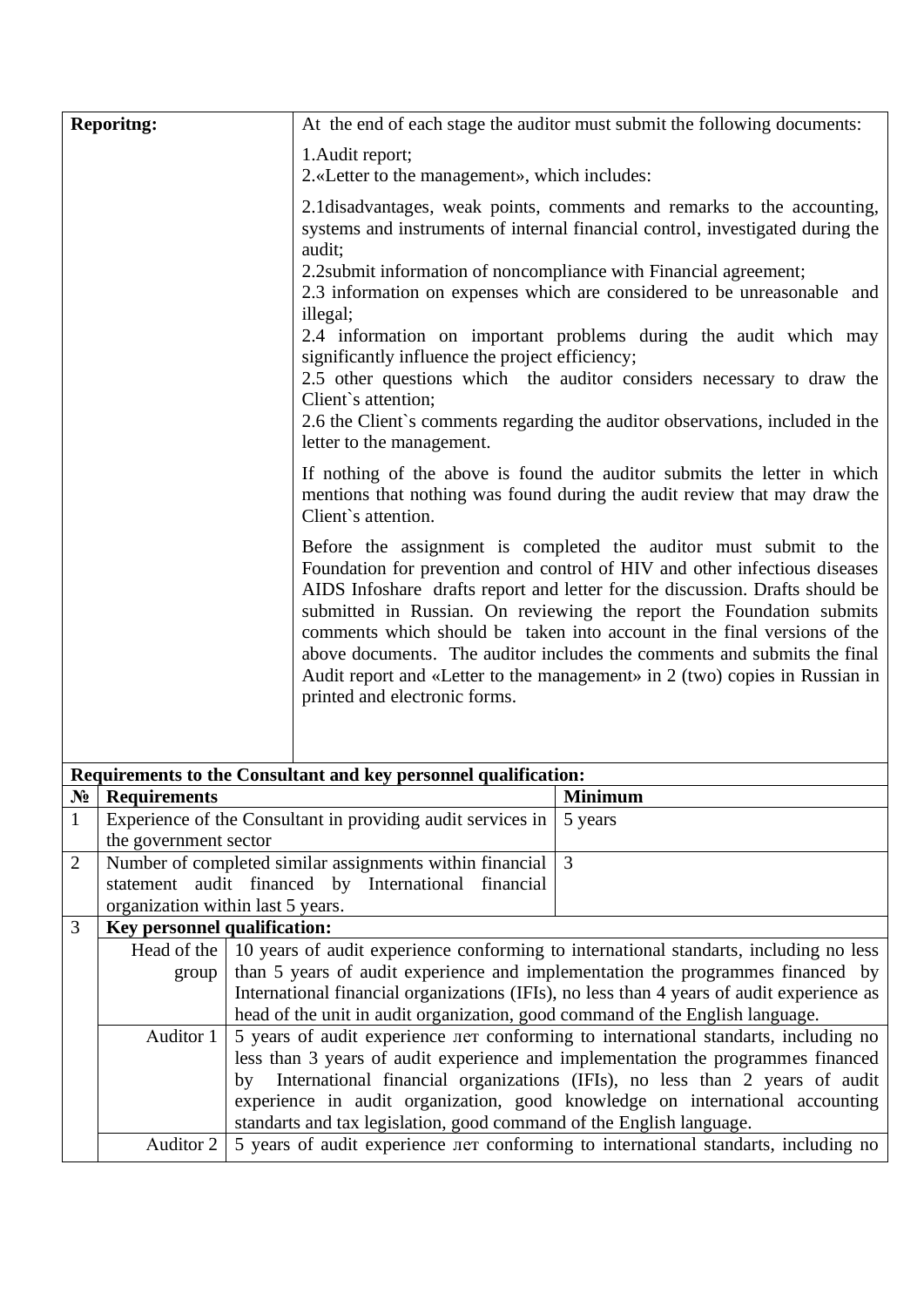| **Reporitng:** | At the end of each stage the auditor must submit the following documents:<br><br>1.Audit report;<br>2.«Letter to the management», which includes:<br><br>2.1disadvantages, weak points, comments and remarks to the accounting, systems and instruments of internal financial control, investigated during the audit;<br>2.2submit information of noncompliance with Financial agreement;<br>2.3 information on expenses which are considered to be unreasonable and illegal;<br>2.4 information on important problems during the audit which may significantly influence the project efficiency;<br>2.5 other questions which the auditor considers necessary to draw the Client`s attention;<br>2.6 the Client`s comments regarding the auditor observations, included in the letter to the management.<br><br>If nothing of the above is found the auditor submits the letter in which mentions that nothing was found during the audit review that may draw the Client`s attention.<br><br>Before the assignment is completed the auditor must submit to the Foundation for prevention and control of HIV and other infectious diseases AIDS Infoshare drafts report and letter for the discussion. Drafts should be submitted in Russian. On reviewing the report the Foundation submits comments which should be taken into account in the final versions of the above documents. The auditor includes the comments and submits the final Audit report and «Letter to the management» in 2 (two) copies in Russian in printed and electronic forms. |
|---|---|

**Requirements to the Consultant and key personnel qualification:**

| № | Requirements | | Minimum |
|---|---|---|---|
| 1 | Experience of the Consultant in providing audit services in the government sector | | 5 years |
| 2 | Number of completed similar assignments within financial statement audit financed by International financial organization within last 5 years. | | 3 |
| 3 | **Key personnel qualification:** | | |
| | Head of the group | 10 years of audit experience conforming to international standarts, including no less than 5 years of audit experience and implementation the programmes financed by International financial organizations (IFIs), no less than 4 years of audit experience as head of the unit in audit organization, good command of the English language. | |
| | Auditor 1 | 5 years of audit experience лет conforming to international standarts, including no less than 3 years of audit experience and implementation the programmes financed by International financial organizations (IFIs), no less than 2 years of audit experience in audit organization, good knowledge on international accounting standarts and tax legislation, good command of the English language. | |
| | Auditor 2 | 5 years of audit experience лет conforming to international standarts, including no | |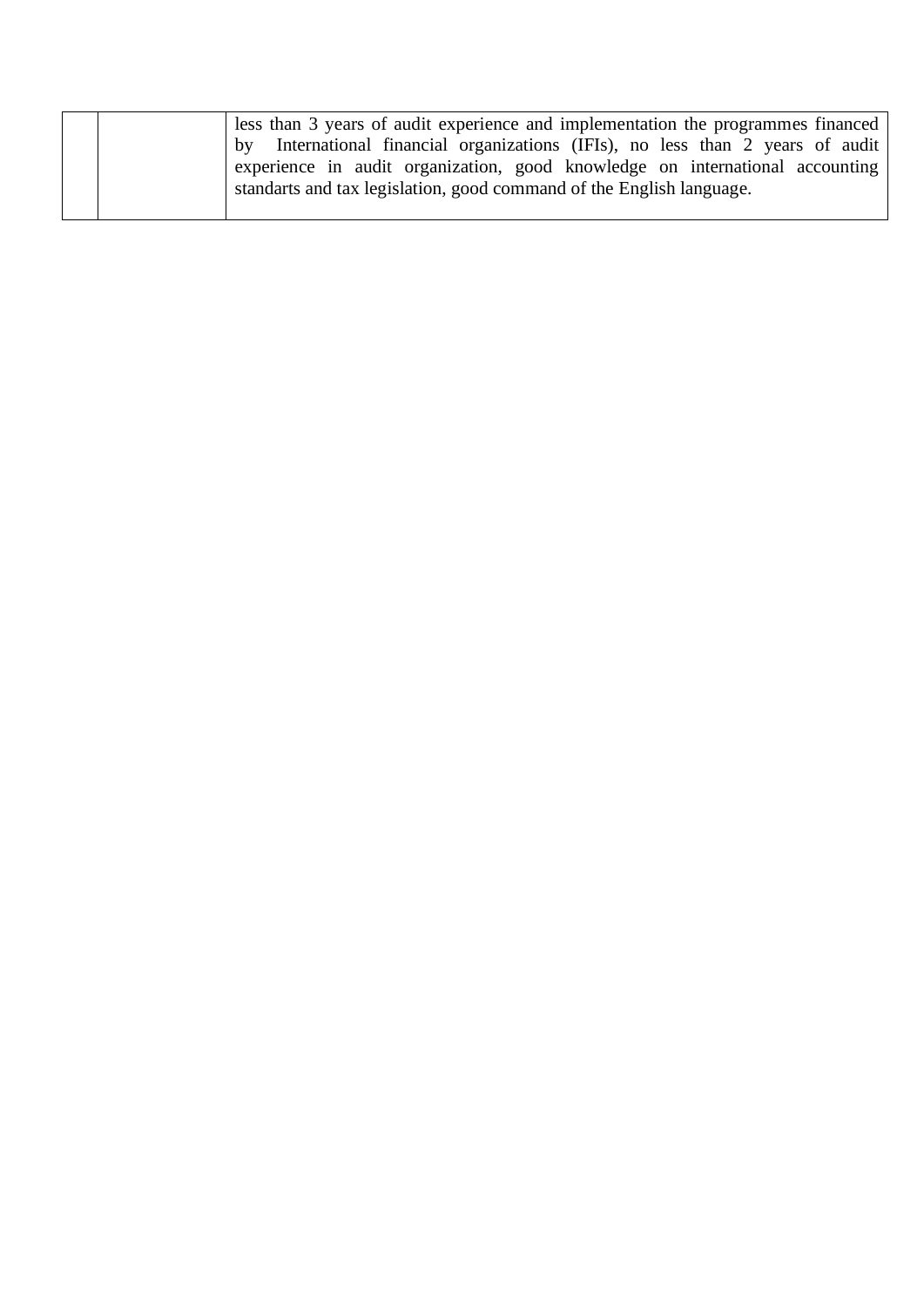| | | |
|---|---|---|
| | | less than 3 years of audit experience and implementation the programmes financed by International financial organizations (IFIs), no less than 2 years of audit experience in audit organization, good knowledge on international accounting standarts and tax legislation, good command of the English language. |